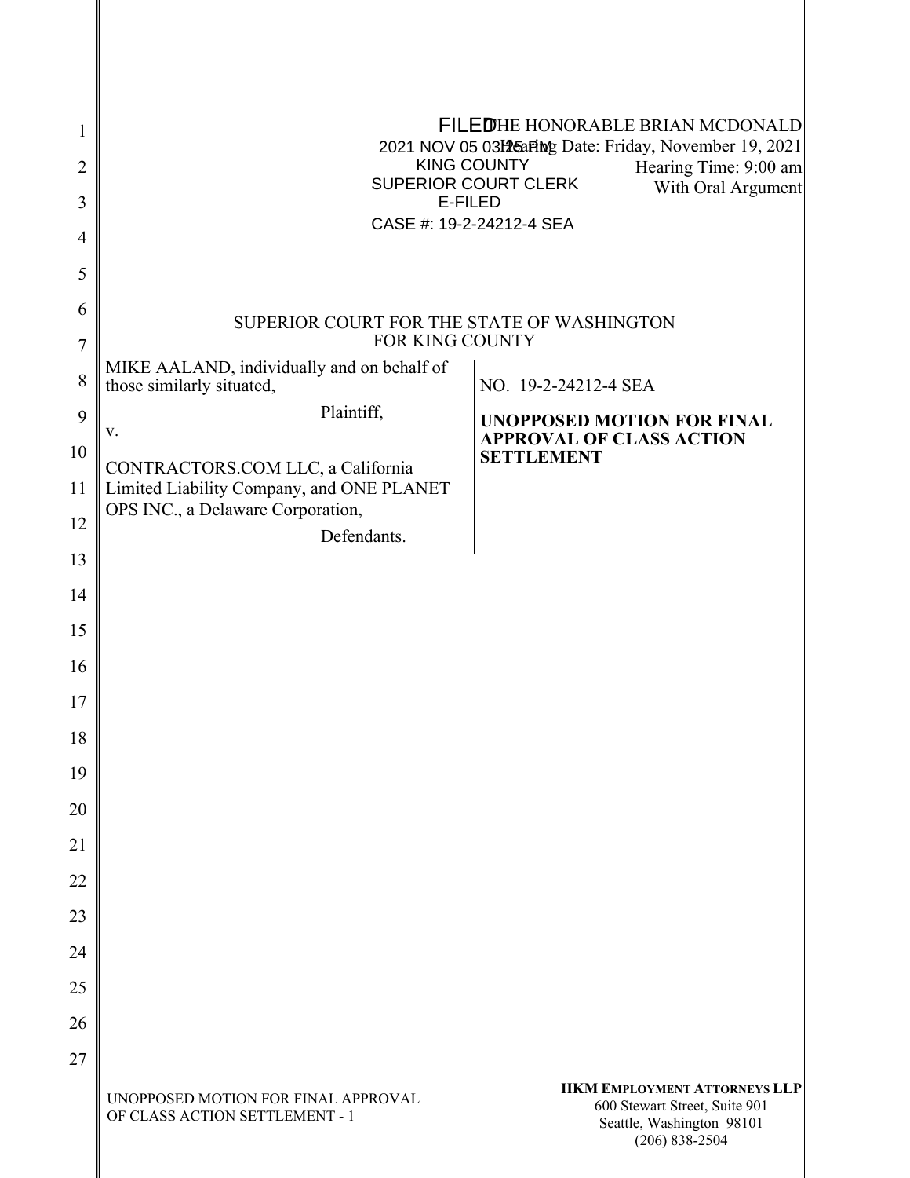FILED
2021 NOV 05 03:25 PM
KING COUNTY
SUPERIOR COURT CLERK
E-FILED
CASE #: 19-2-24212-4 SEA

THE HONORABLE BRIAN MCDONALD
Hearing Date: Friday, November 19, 2021
Hearing Time: 9:00 am
With Oral Argument

SUPERIOR COURT FOR THE STATE OF WASHINGTON
FOR KING COUNTY

| | |
|---|---|
| MIKE AALAND, individually and on behalf of those similarly situated,<br><br>Plaintiff,<br><br>v.<br><br>CONTRACTORS.COM LLC, a California Limited Liability Company, and ONE PLANET OPS INC., a Delaware Corporation,<br><br>Defendants. | NO. 19-2-24212-4 SEA<br><br>**UNOPPOSED MOTION FOR FINAL APPROVAL OF CLASS ACTION SETTLEMENT** |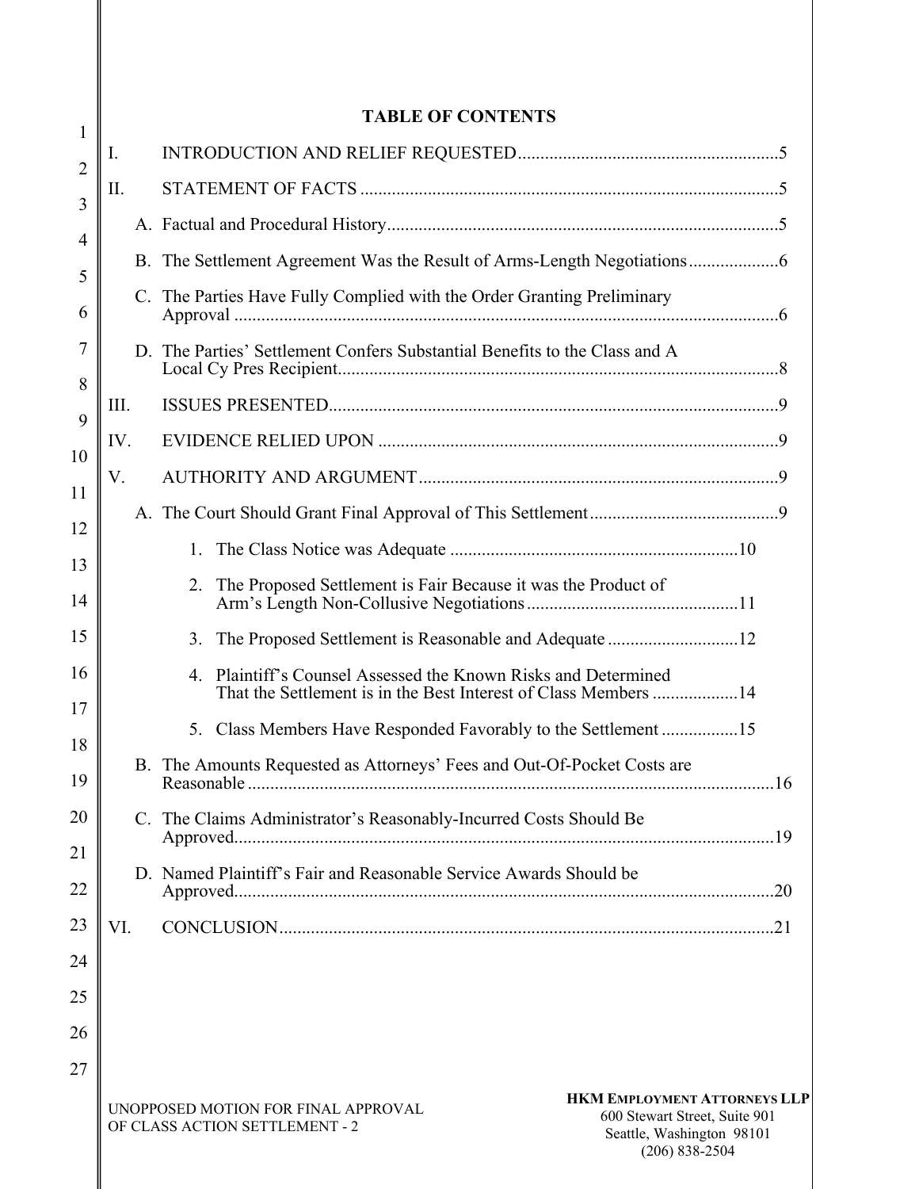## TABLE OF CONTENTS

I. INTRODUCTION AND RELIEF REQUESTED .......... 5

II. STATEMENT OF FACTS .......... 5

A. Factual and Procedural History .......... 5

B. The Settlement Agreement Was the Result of Arms-Length Negotiations .......... 6

C. The Parties Have Fully Complied with the Order Granting Preliminary Approval .......... 6

D. The Parties' Settlement Confers Substantial Benefits to the Class and A Local Cy Pres Recipient .......... 8

III. ISSUES PRESENTED .......... 9

IV. EVIDENCE RELIED UPON .......... 9

V. AUTHORITY AND ARGUMENT .......... 9

A. The Court Should Grant Final Approval of This Settlement .......... 9

1. The Class Notice was Adequate .......... 10

2. The Proposed Settlement is Fair Because it was the Product of Arm's Length Non-Collusive Negotiations .......... 11

3. The Proposed Settlement is Reasonable and Adequate .......... 12

4. Plaintiff's Counsel Assessed the Known Risks and Determined That the Settlement is in the Best Interest of Class Members .......... 14

5. Class Members Have Responded Favorably to the Settlement .......... 15

B. The Amounts Requested as Attorneys' Fees and Out-Of-Pocket Costs are Reasonable .......... 16

C. The Claims Administrator's Reasonably-Incurred Costs Should Be Approved .......... 19

D. Named Plaintiff's Fair and Reasonable Service Awards Should be Approved .......... 20

VI. CONCLUSION .......... 21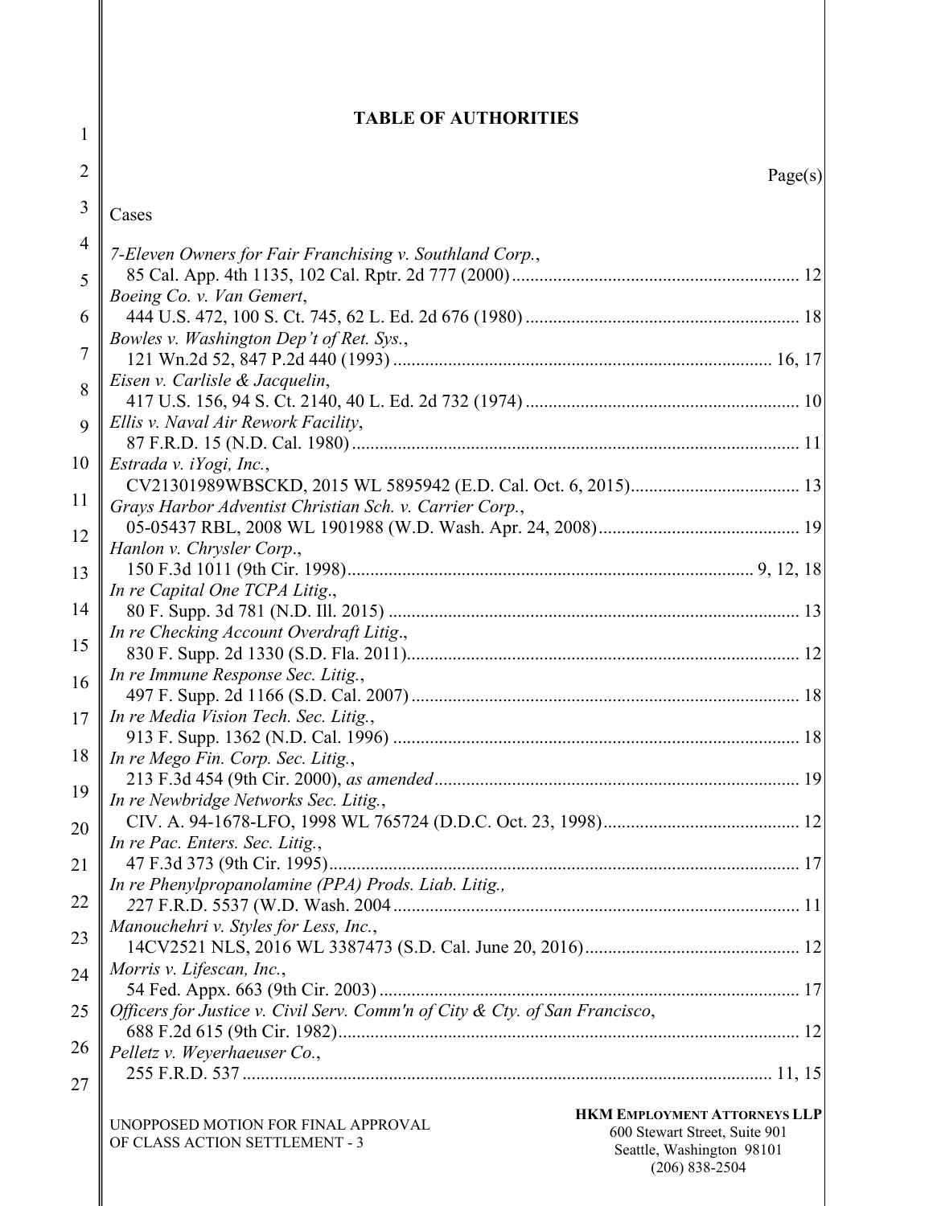# TABLE OF AUTHORITIES

Page(s)

**Cases**

*7-Eleven Owners for Fair Franchising v. Southland Corp.*,
85 Cal. App. 4th 1135, 102 Cal. Rptr. 2d 777 (2000) ........ 12

*Boeing Co. v. Van Gemert*,
444 U.S. 472, 100 S. Ct. 745, 62 L. Ed. 2d 676 (1980) ........ 18

*Bowles v. Washington Dep't of Ret. Sys.*,
121 Wn.2d 52, 847 P.2d 440 (1993) ........ 16, 17

*Eisen v. Carlisle & Jacquelin*,
417 U.S. 156, 94 S. Ct. 2140, 40 L. Ed. 2d 732 (1974) ........ 10

*Ellis v. Naval Air Rework Facility*,
87 F.R.D. 15 (N.D. Cal. 1980) ........ 11

*Estrada v. iYogi, Inc.*,
CV21301989WBSCKD, 2015 WL 5895942 (E.D. Cal. Oct. 6, 2015) ........ 13

*Grays Harbor Adventist Christian Sch. v. Carrier Corp.*,
05-05437 RBL, 2008 WL 1901988 (W.D. Wash. Apr. 24, 2008) ........ 19

*Hanlon v. Chrysler Corp*.,
150 F.3d 1011 (9th Cir. 1998) ........ 9, 12, 18

*In re Capital One TCPA Litig*.,
80 F. Supp. 3d 781 (N.D. Ill. 2015) ........ 13

*In re Checking Account Overdraft Litig*.,
830 F. Supp. 2d 1330 (S.D. Fla. 2011) ........ 12

*In re Immune Response Sec. Litig.*,
497 F. Supp. 2d 1166 (S.D. Cal. 2007) ........ 18

*In re Media Vision Tech. Sec. Litig.*,
913 F. Supp. 1362 (N.D. Cal. 1996) ........ 18

*In re Mego Fin. Corp. Sec. Litig.*,
213 F.3d 454 (9th Cir. 2000), *as amended* ........ 19

*In re Newbridge Networks Sec. Litig.*,
CIV. A. 94-1678-LFO, 1998 WL 765724 (D.D.C. Oct. 23, 1998) ........ 12

*In re Pac. Enters. Sec. Litig.*,
47 F.3d 373 (9th Cir. 1995) ........ 17

*In re Phenylpropanolamine (PPA) Prods. Liab. Litig.,*
227 F.R.D. 5537 (W.D. Wash. 2004 ........ 11

*Manouchehri v. Styles for Less, Inc.*,
14CV2521 NLS, 2016 WL 3387473 (S.D. Cal. June 20, 2016) ........ 12

*Morris v. Lifescan, Inc.*,
54 Fed. Appx. 663 (9th Cir. 2003) ........ 17

*Officers for Justice v. Civil Serv. Comm'n of City & Cty. of San Francisco*,
688 F.2d 615 (9th Cir. 1982) ........ 12

*Pelletz v. Weyerhaeuser Co.*,
255 F.R.D. 537 ........ 11, 15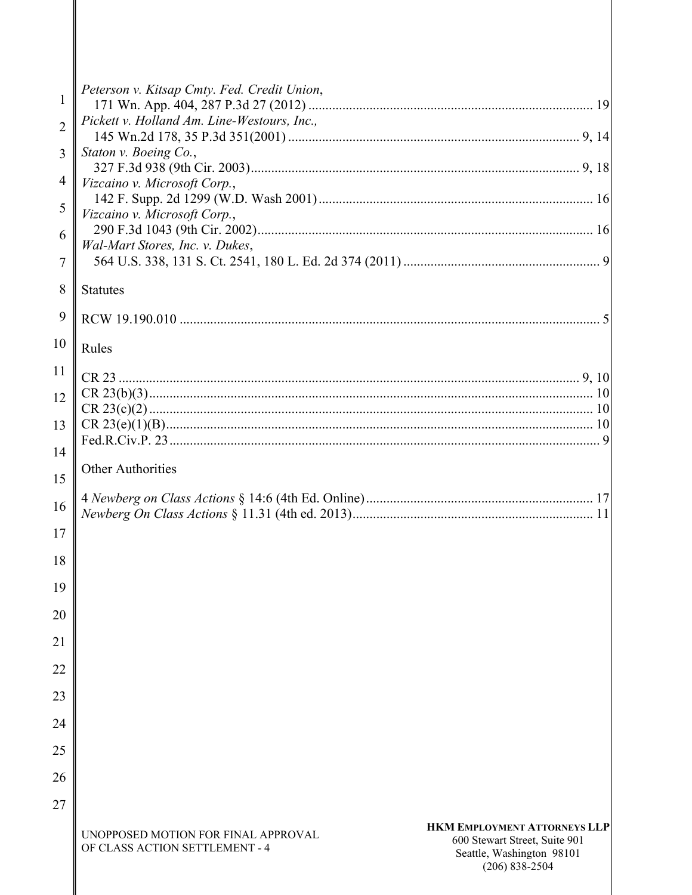*Peterson v. Kitsap Cmty. Fed. Credit Union*,
171 Wn. App. 404, 287 P.3d 27 (2012) ........ 19

*Pickett v. Holland Am. Line-Westours, Inc.,*
145 Wn.2d 178, 35 P.3d 351(2001) ........ 9, 14

*Staton v. Boeing Co.*,
327 F.3d 938 (9th Cir. 2003) ........ 9, 18

*Vizcaino v. Microsoft Corp.*,
142 F. Supp. 2d 1299 (W.D. Wash 2001) ........ 16

*Vizcaino v. Microsoft Corp.*,
290 F.3d 1043 (9th Cir. 2002) ........ 16

*Wal-Mart Stores, Inc. v. Dukes*,
564 U.S. 338, 131 S. Ct. 2541, 180 L. Ed. 2d 374 (2011) ........ 9

## Statutes

RCW 19.190.010 ........ 5

## Rules

CR 23 ........ 9, 10
CR 23(b)(3) ........ 10
CR 23(c)(2) ........ 10
CR 23(e)(1)(B) ........ 10
Fed.R.Civ.P. 23 ........ 9

## Other Authorities

4 *Newberg on Class Actions* § 14:6 (4th Ed. Online) ........ 17
*Newberg On Class Actions* § 11.31 (4th ed. 2013) ........ 11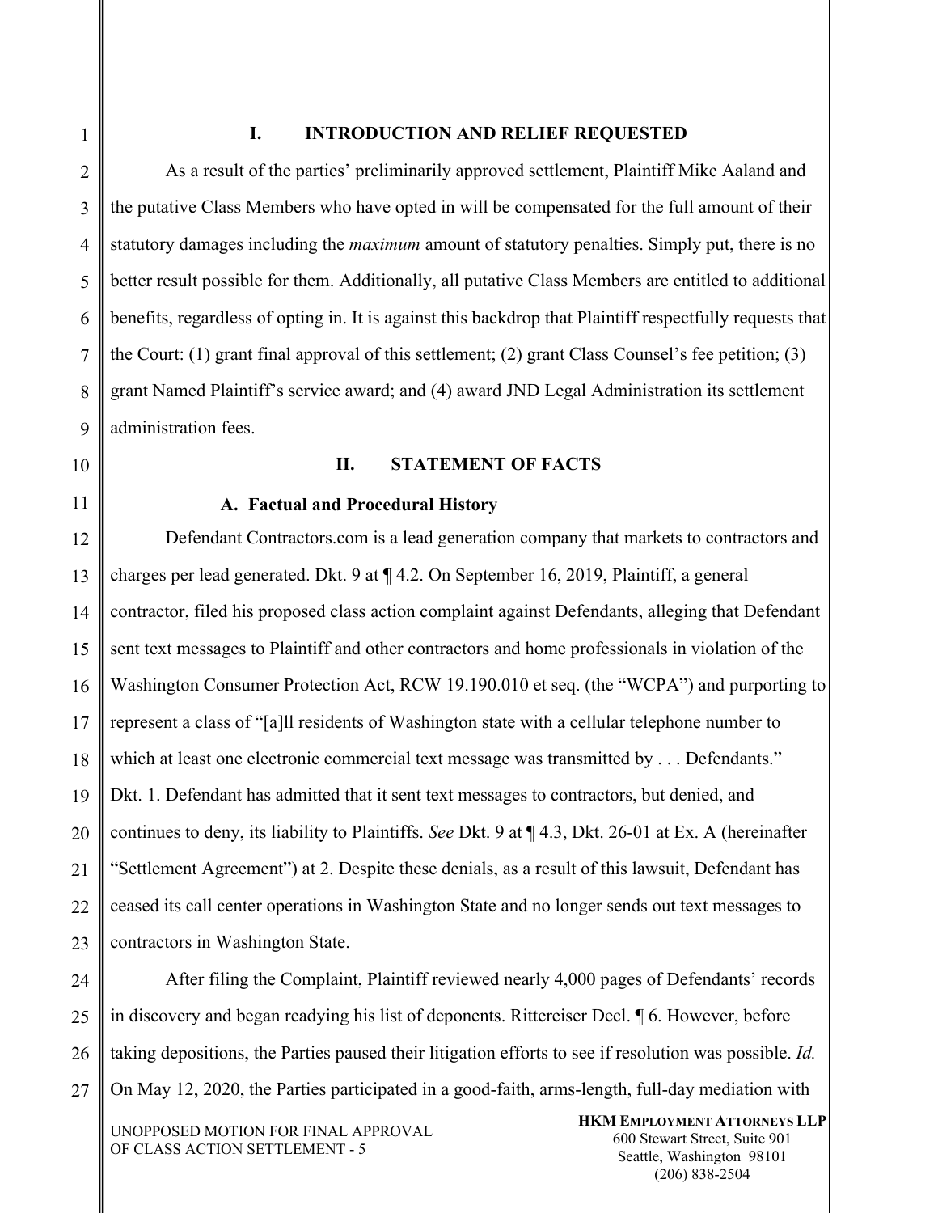## I. INTRODUCTION AND RELIEF REQUESTED

As a result of the parties' preliminarily approved settlement, Plaintiff Mike Aaland and the putative Class Members who have opted in will be compensated for the full amount of their statutory damages including the *maximum* amount of statutory penalties. Simply put, there is no better result possible for them. Additionally, all putative Class Members are entitled to additional benefits, regardless of opting in. It is against this backdrop that Plaintiff respectfully requests that the Court: (1) grant final approval of this settlement; (2) grant Class Counsel's fee petition; (3) grant Named Plaintiff's service award; and (4) award JND Legal Administration its settlement administration fees.

## II. STATEMENT OF FACTS

### A. Factual and Procedural History

Defendant Contractors.com is a lead generation company that markets to contractors and charges per lead generated. Dkt. 9 at ¶ 4.2. On September 16, 2019, Plaintiff, a general contractor, filed his proposed class action complaint against Defendants, alleging that Defendant sent text messages to Plaintiff and other contractors and home professionals in violation of the Washington Consumer Protection Act, RCW 19.190.010 et seq. (the "WCPA") and purporting to represent a class of "[a]ll residents of Washington state with a cellular telephone number to which at least one electronic commercial text message was transmitted by . . . Defendants." Dkt. 1. Defendant has admitted that it sent text messages to contractors, but denied, and continues to deny, its liability to Plaintiffs. *See* Dkt. 9 at ¶ 4.3, Dkt. 26-01 at Ex. A (hereinafter "Settlement Agreement") at 2. Despite these denials, as a result of this lawsuit, Defendant has ceased its call center operations in Washington State and no longer sends out text messages to contractors in Washington State.

After filing the Complaint, Plaintiff reviewed nearly 4,000 pages of Defendants' records in discovery and began readying his list of deponents. Rittereiser Decl. ¶ 6. However, before taking depositions, the Parties paused their litigation efforts to see if resolution was possible. *Id.* On May 12, 2020, the Parties participated in a good-faith, arms-length, full-day mediation with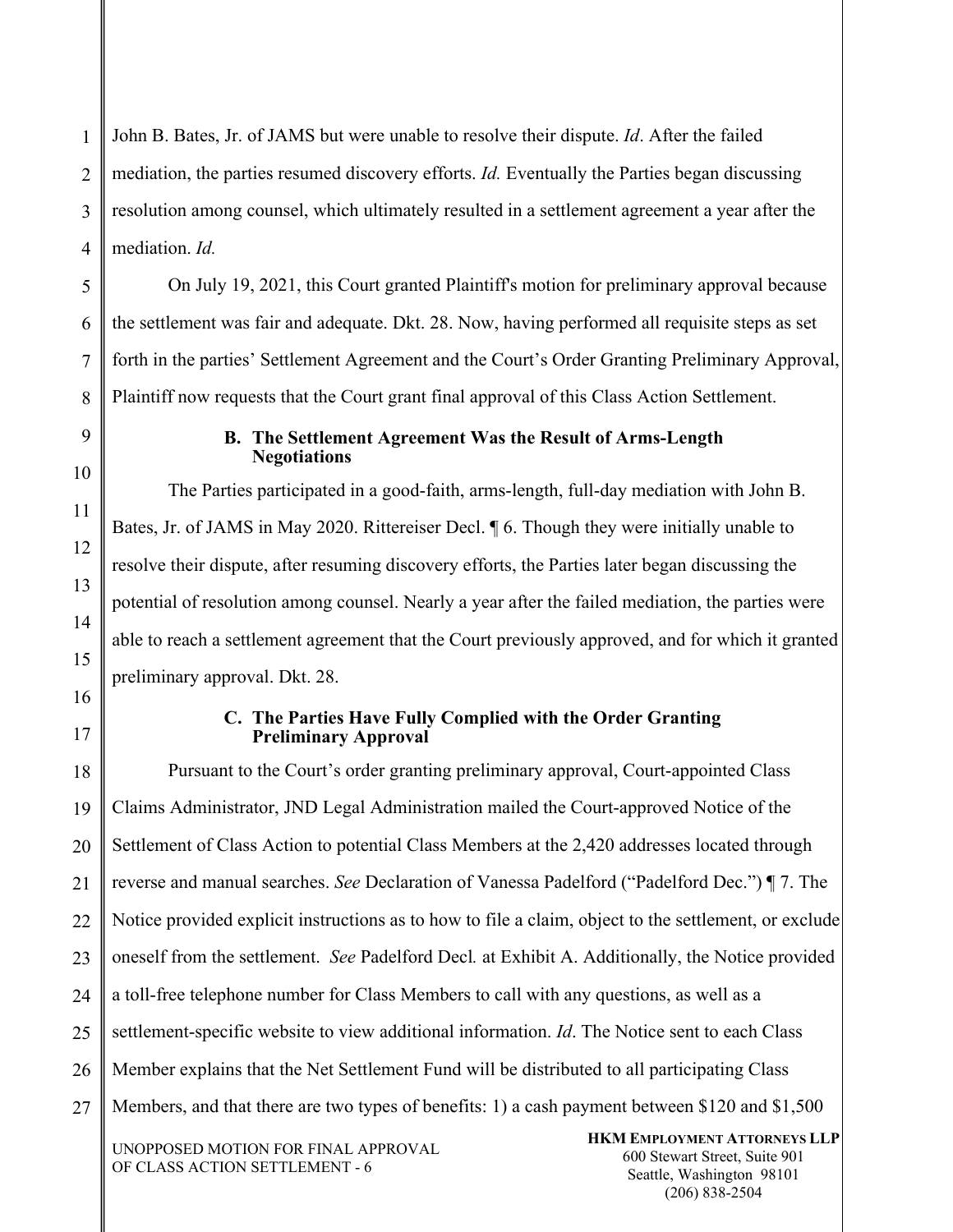John B. Bates, Jr. of JAMS but were unable to resolve their dispute. *Id*. After the failed mediation, the parties resumed discovery efforts. *Id.* Eventually the Parties began discussing resolution among counsel, which ultimately resulted in a settlement agreement a year after the mediation. *Id.*

On July 19, 2021, this Court granted Plaintiff's motion for preliminary approval because the settlement was fair and adequate. Dkt. 28. Now, having performed all requisite steps as set forth in the parties' Settlement Agreement and the Court's Order Granting Preliminary Approval, Plaintiff now requests that the Court grant final approval of this Class Action Settlement.

### B. The Settlement Agreement Was the Result of Arms-Length Negotiations

The Parties participated in a good-faith, arms-length, full-day mediation with John B. Bates, Jr. of JAMS in May 2020. Rittereiser Decl. ¶ 6. Though they were initially unable to resolve their dispute, after resuming discovery efforts, the Parties later began discussing the potential of resolution among counsel. Nearly a year after the failed mediation, the parties were able to reach a settlement agreement that the Court previously approved, and for which it granted preliminary approval. Dkt. 28.

### C. The Parties Have Fully Complied with the Order Granting Preliminary Approval

Pursuant to the Court's order granting preliminary approval, Court-appointed Class Claims Administrator, JND Legal Administration mailed the Court-approved Notice of the Settlement of Class Action to potential Class Members at the 2,420 addresses located through reverse and manual searches. *See* Declaration of Vanessa Padelford ("Padelford Dec.") ¶ 7. The Notice provided explicit instructions as to how to file a claim, object to the settlement, or exclude oneself from the settlement. *See* Padelford Decl*.* at Exhibit A. Additionally, the Notice provided a toll-free telephone number for Class Members to call with any questions, as well as a settlement-specific website to view additional information. *Id*. The Notice sent to each Class Member explains that the Net Settlement Fund will be distributed to all participating Class Members, and that there are two types of benefits: 1) a cash payment between $120 and $1,500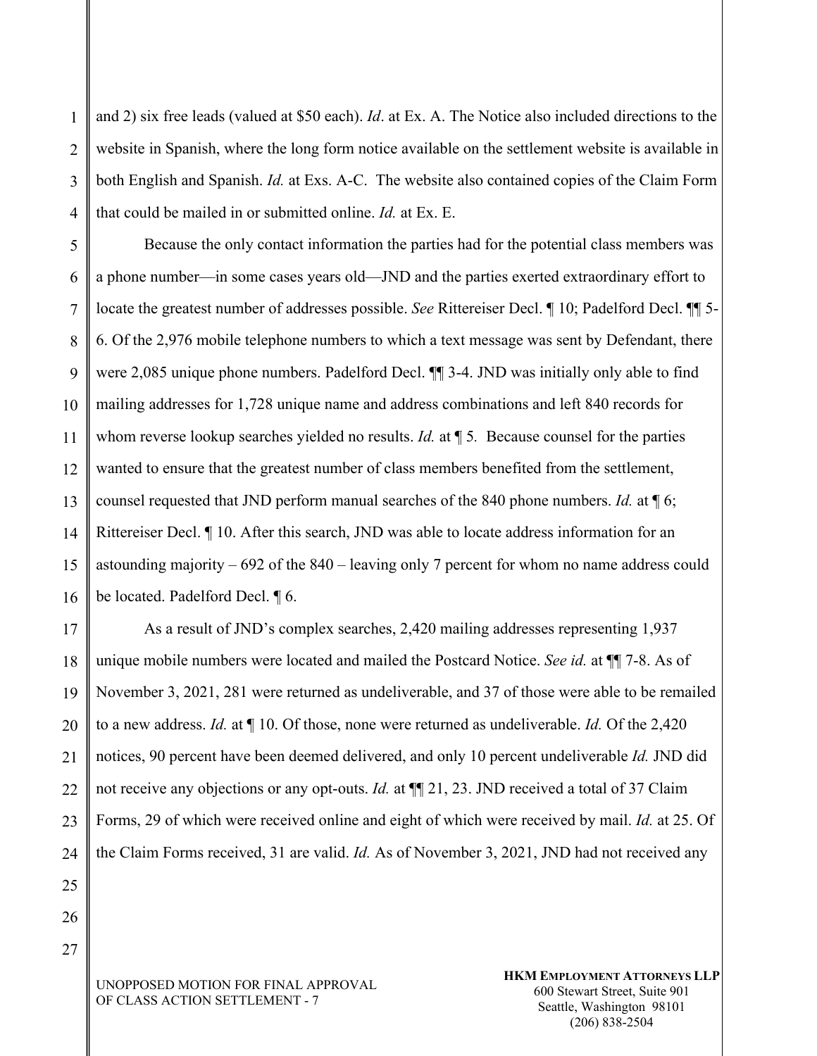and 2) six free leads (valued at $50 each). *Id*. at Ex. A. The Notice also included directions to the website in Spanish, where the long form notice available on the settlement website is available in both English and Spanish. *Id.* at Exs. A-C. The website also contained copies of the Claim Form that could be mailed in or submitted online. *Id.* at Ex. E.

Because the only contact information the parties had for the potential class members was a phone number—in some cases years old—JND and the parties exerted extraordinary effort to locate the greatest number of addresses possible. *See* Rittereiser Decl. ¶ 10; Padelford Decl. ¶¶ 5-6. Of the 2,976 mobile telephone numbers to which a text message was sent by Defendant, there were 2,085 unique phone numbers. Padelford Decl. ¶¶ 3-4. JND was initially only able to find mailing addresses for 1,728 unique name and address combinations and left 840 records for whom reverse lookup searches yielded no results. *Id.* at ¶ 5. Because counsel for the parties wanted to ensure that the greatest number of class members benefited from the settlement, counsel requested that JND perform manual searches of the 840 phone numbers. *Id.* at ¶ 6; Rittereiser Decl. ¶ 10. After this search, JND was able to locate address information for an astounding majority – 692 of the 840 – leaving only 7 percent for whom no name address could be located. Padelford Decl. ¶ 6.

As a result of JND's complex searches, 2,420 mailing addresses representing 1,937 unique mobile numbers were located and mailed the Postcard Notice. *See id.* at ¶¶ 7-8. As of November 3, 2021, 281 were returned as undeliverable, and 37 of those were able to be remailed to a new address. *Id.* at ¶ 10. Of those, none were returned as undeliverable. *Id.* Of the 2,420 notices, 90 percent have been deemed delivered, and only 10 percent undeliverable *Id.* JND did not receive any objections or any opt-outs. *Id.* at ¶¶ 21, 23. JND received a total of 37 Claim Forms, 29 of which were received online and eight of which were received by mail. *Id.* at 25. Of the Claim Forms received, 31 are valid. *Id.* As of November 3, 2021, JND had not received any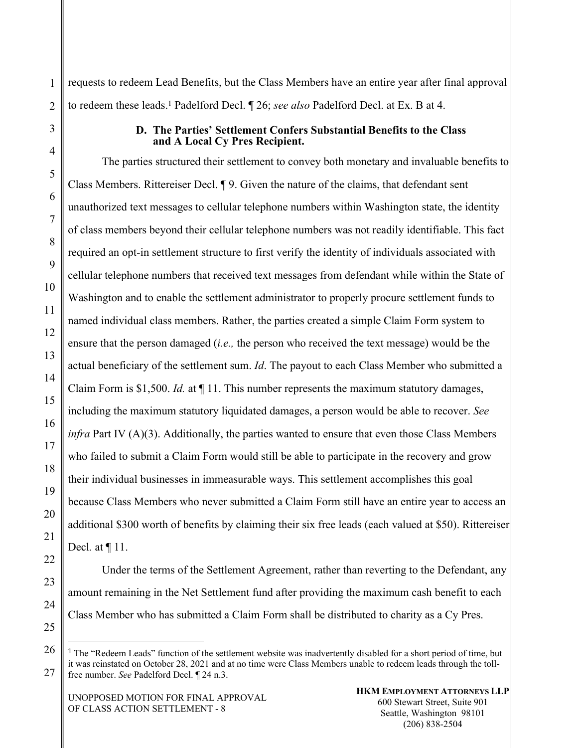requests to redeem Lead Benefits, but the Class Members have an entire year after final approval to redeem these leads.[1] Padelford Decl. ¶ 26; *see also* Padelford Decl. at Ex. B at 4.

### D. The Parties' Settlement Confers Substantial Benefits to the Class and A Local Cy Pres Recipient.

The parties structured their settlement to convey both monetary and invaluable benefits to Class Members. Rittereiser Decl. ¶ 9. Given the nature of the claims, that defendant sent unauthorized text messages to cellular telephone numbers within Washington state, the identity of class members beyond their cellular telephone numbers was not readily identifiable. This fact required an opt-in settlement structure to first verify the identity of individuals associated with cellular telephone numbers that received text messages from defendant while within the State of Washington and to enable the settlement administrator to properly procure settlement funds to named individual class members. Rather, the parties created a simple Claim Form system to ensure that the person damaged (*i.e.,* the person who received the text message) would be the actual beneficiary of the settlement sum. *Id*. The payout to each Class Member who submitted a Claim Form is $1,500. *Id.* at ¶ 11. This number represents the maximum statutory damages, including the maximum statutory liquidated damages, a person would be able to recover. *See infra* Part IV (A)(3). Additionally, the parties wanted to ensure that even those Class Members who failed to submit a Claim Form would still be able to participate in the recovery and grow their individual businesses in immeasurable ways. This settlement accomplishes this goal because Class Members who never submitted a Claim Form still have an entire year to access an additional $300 worth of benefits by claiming their six free leads (each valued at $50). Rittereiser Decl*.* at ¶ 11.

Under the terms of the Settlement Agreement, rather than reverting to the Defendant, any amount remaining in the Net Settlement fund after providing the maximum cash benefit to each Class Member who has submitted a Claim Form shall be distributed to charity as a Cy Pres.

---

[1] The "Redeem Leads" function of the settlement website was inadvertently disabled for a short period of time, but it was reinstated on October 28, 2021 and at no time were Class Members unable to redeem leads through the toll-free number. *See* Padelford Decl. ¶ 24 n.3.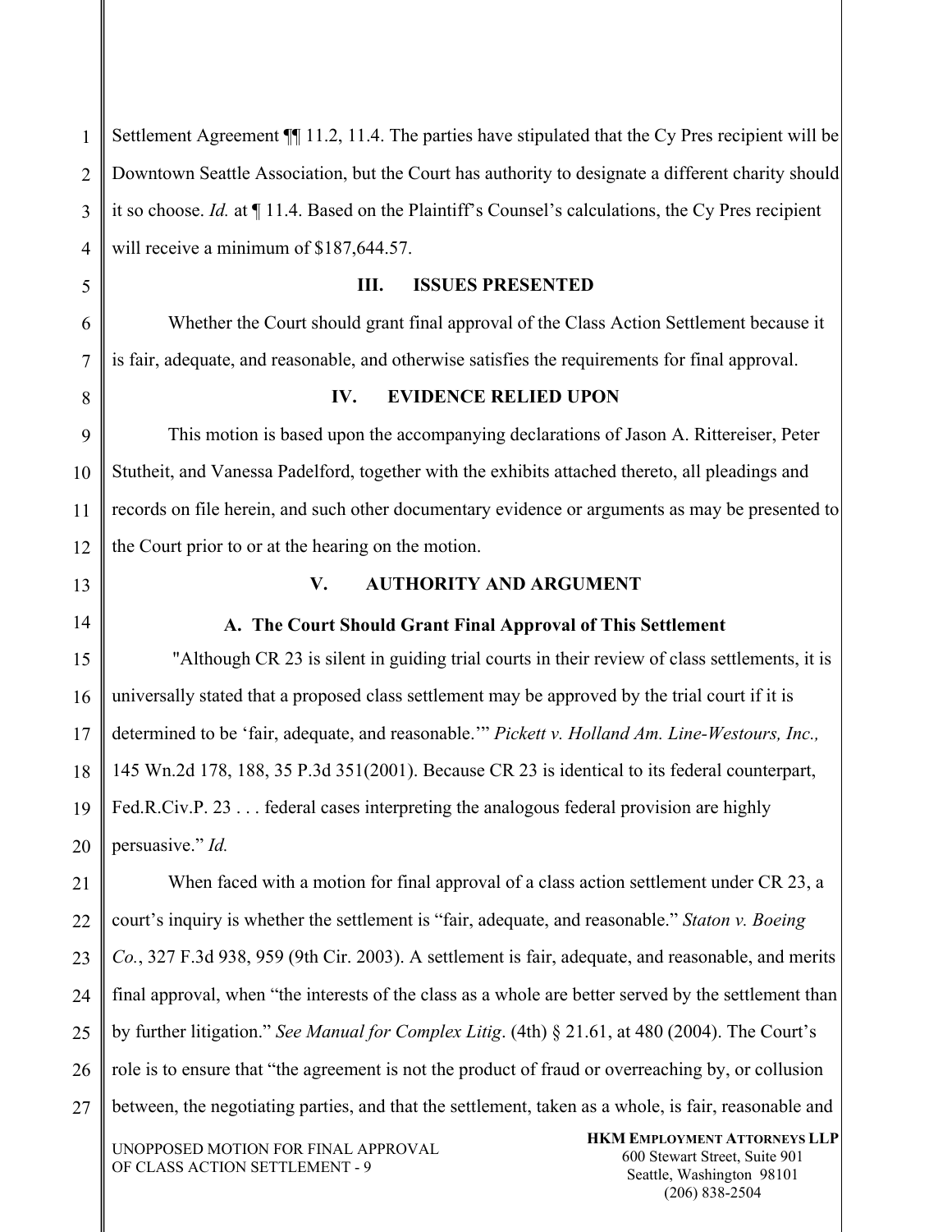Settlement Agreement ¶¶ 11.2, 11.4. The parties have stipulated that the Cy Pres recipient will be Downtown Seattle Association, but the Court has authority to designate a different charity should it so choose. *Id.* at ¶ 11.4. Based on the Plaintiff's Counsel's calculations, the Cy Pres recipient will receive a minimum of $187,644.57.

## III. ISSUES PRESENTED

Whether the Court should grant final approval of the Class Action Settlement because it is fair, adequate, and reasonable, and otherwise satisfies the requirements for final approval.

## IV. EVIDENCE RELIED UPON

This motion is based upon the accompanying declarations of Jason A. Rittereiser, Peter Stutheit, and Vanessa Padelford, together with the exhibits attached thereto, all pleadings and records on file herein, and such other documentary evidence or arguments as may be presented to the Court prior to or at the hearing on the motion.

## V. AUTHORITY AND ARGUMENT

### A. The Court Should Grant Final Approval of This Settlement

"Although CR 23 is silent in guiding trial courts in their review of class settlements, it is universally stated that a proposed class settlement may be approved by the trial court if it is determined to be 'fair, adequate, and reasonable.'" *Pickett v. Holland Am. Line-Westours, Inc.,* 145 Wn.2d 178, 188, 35 P.3d 351(2001). Because CR 23 is identical to its federal counterpart, Fed.R.Civ.P. 23 . . . federal cases interpreting the analogous federal provision are highly persuasive." *Id.*

When faced with a motion for final approval of a class action settlement under CR 23, a court's inquiry is whether the settlement is "fair, adequate, and reasonable." *Staton v. Boeing Co.*, 327 F.3d 938, 959 (9th Cir. 2003). A settlement is fair, adequate, and reasonable, and merits final approval, when "the interests of the class as a whole are better served by the settlement than by further litigation." *See Manual for Complex Litig*. (4th) § 21.61, at 480 (2004). The Court's role is to ensure that "the agreement is not the product of fraud or overreaching by, or collusion between, the negotiating parties, and that the settlement, taken as a whole, is fair, reasonable and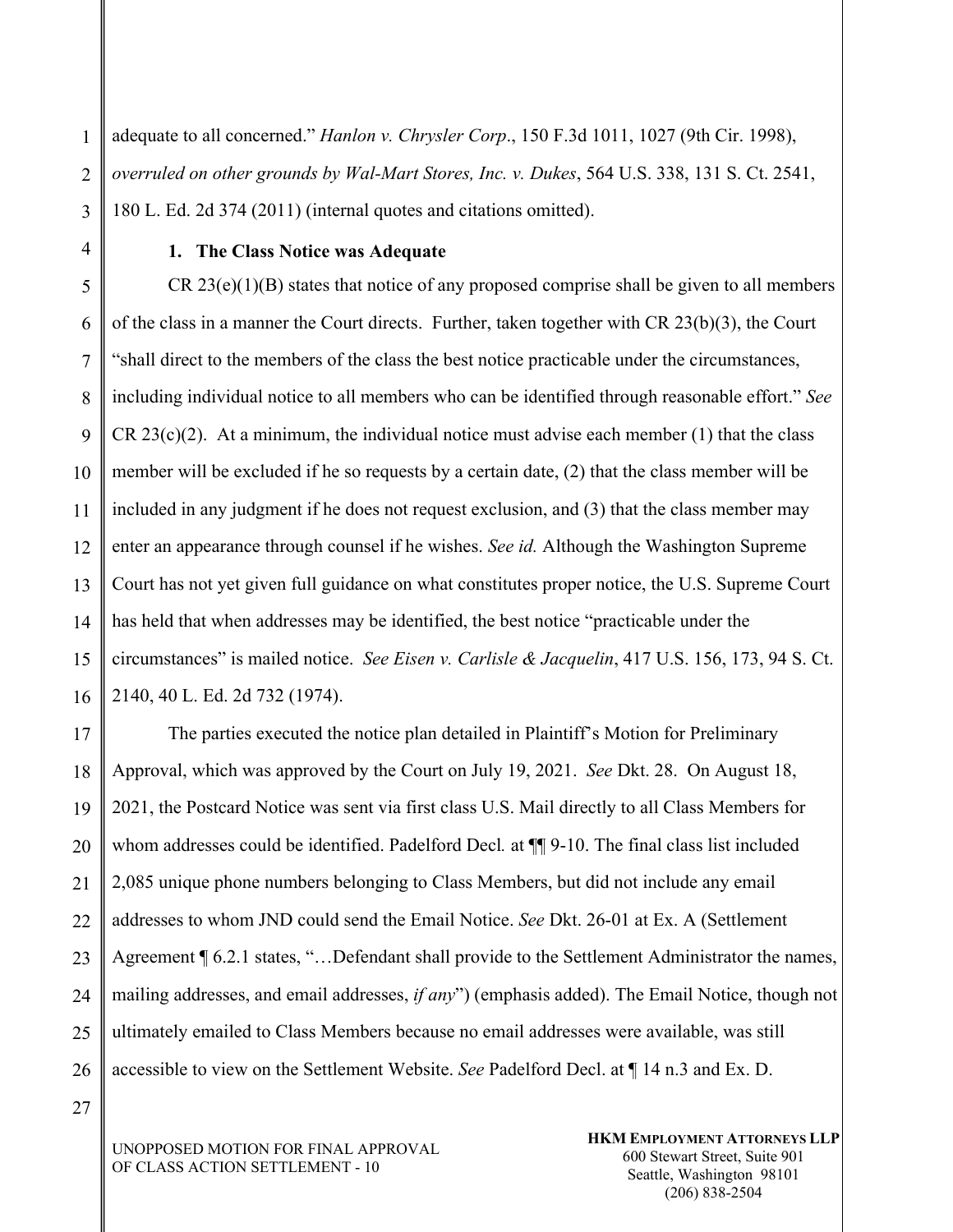adequate to all concerned." *Hanlon v. Chrysler Corp*., 150 F.3d 1011, 1027 (9th Cir. 1998), *overruled on other grounds by Wal-Mart Stores, Inc. v. Dukes*, 564 U.S. 338, 131 S. Ct. 2541, 180 L. Ed. 2d 374 (2011) (internal quotes and citations omitted).

### 1. The Class Notice was Adequate

CR 23(e)(1)(B) states that notice of any proposed comprise shall be given to all members of the class in a manner the Court directs. Further, taken together with CR 23(b)(3), the Court "shall direct to the members of the class the best notice practicable under the circumstances, including individual notice to all members who can be identified through reasonable effort." *See* CR 23(c)(2). At a minimum, the individual notice must advise each member (1) that the class member will be excluded if he so requests by a certain date, (2) that the class member will be included in any judgment if he does not request exclusion, and (3) that the class member may enter an appearance through counsel if he wishes. *See id.* Although the Washington Supreme Court has not yet given full guidance on what constitutes proper notice, the U.S. Supreme Court has held that when addresses may be identified, the best notice "practicable under the circumstances" is mailed notice. *See Eisen v. Carlisle & Jacquelin*, 417 U.S. 156, 173, 94 S. Ct. 2140, 40 L. Ed. 2d 732 (1974).

The parties executed the notice plan detailed in Plaintiff's Motion for Preliminary Approval, which was approved by the Court on July 19, 2021. *See* Dkt. 28. On August 18, 2021, the Postcard Notice was sent via first class U.S. Mail directly to all Class Members for whom addresses could be identified. Padelford Decl*.* at ¶¶ 9-10. The final class list included 2,085 unique phone numbers belonging to Class Members, but did not include any email addresses to whom JND could send the Email Notice. *See* Dkt. 26-01 at Ex. A (Settlement Agreement ¶ 6.2.1 states, "…Defendant shall provide to the Settlement Administrator the names, mailing addresses, and email addresses, *if any*") (emphasis added). The Email Notice, though not ultimately emailed to Class Members because no email addresses were available, was still accessible to view on the Settlement Website. *See* Padelford Decl. at ¶ 14 n.3 and Ex. D.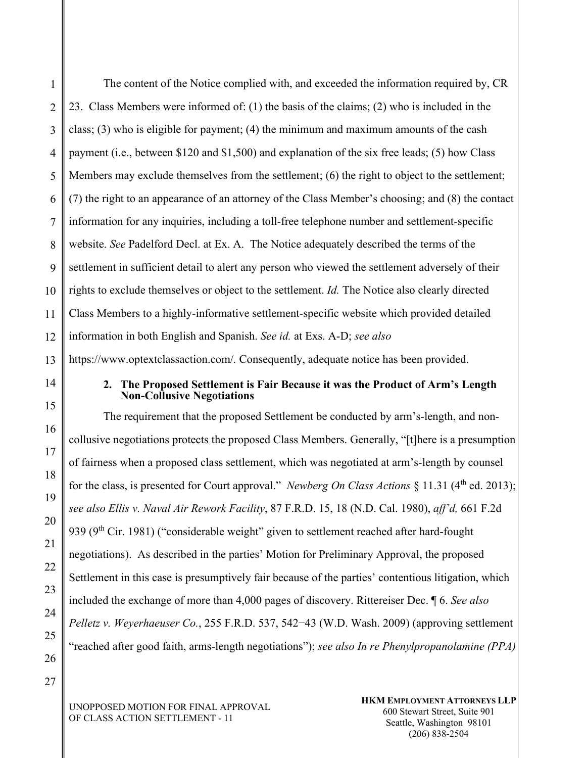The content of the Notice complied with, and exceeded the information required by, CR 23. Class Members were informed of: (1) the basis of the claims; (2) who is included in the class; (3) who is eligible for payment; (4) the minimum and maximum amounts of the cash payment (i.e., between $120 and $1,500) and explanation of the six free leads; (5) how Class Members may exclude themselves from the settlement; (6) the right to object to the settlement; (7) the right to an appearance of an attorney of the Class Member's choosing; and (8) the contact information for any inquiries, including a toll-free telephone number and settlement-specific website. *See* Padelford Decl. at Ex. A. The Notice adequately described the terms of the settlement in sufficient detail to alert any person who viewed the settlement adversely of their rights to exclude themselves or object to the settlement. *Id.* The Notice also clearly directed Class Members to a highly-informative settlement-specific website which provided detailed information in both English and Spanish. *See id.* at Exs. A-D; *see also* https://www.optextclassaction.com/. Consequently, adequate notice has been provided.

### 2. The Proposed Settlement is Fair Because it was the Product of Arm's Length Non-Collusive Negotiations

The requirement that the proposed Settlement be conducted by arm's-length, and non-collusive negotiations protects the proposed Class Members. Generally, "[t]here is a presumption of fairness when a proposed class settlement, which was negotiated at arm's-length by counsel for the class, is presented for Court approval." *Newberg On Class Actions* § 11.31 (4th ed. 2013); *see also Ellis v. Naval Air Rework Facility*, 87 F.R.D. 15, 18 (N.D. Cal. 1980), *aff'd,* 661 F.2d 939 (9th Cir. 1981) ("considerable weight" given to settlement reached after hard-fought negotiations). As described in the parties' Motion for Preliminary Approval, the proposed Settlement in this case is presumptively fair because of the parties' contentious litigation, which included the exchange of more than 4,000 pages of discovery. Rittereiser Dec. ¶ 6. *See also Pelletz v. Weyerhaeuser Co.*, 255 F.R.D. 537, 542–43 (W.D. Wash. 2009) (approving settlement "reached after good faith, arms-length negotiations"); *see also In re Phenylpropanolamine (PPA)*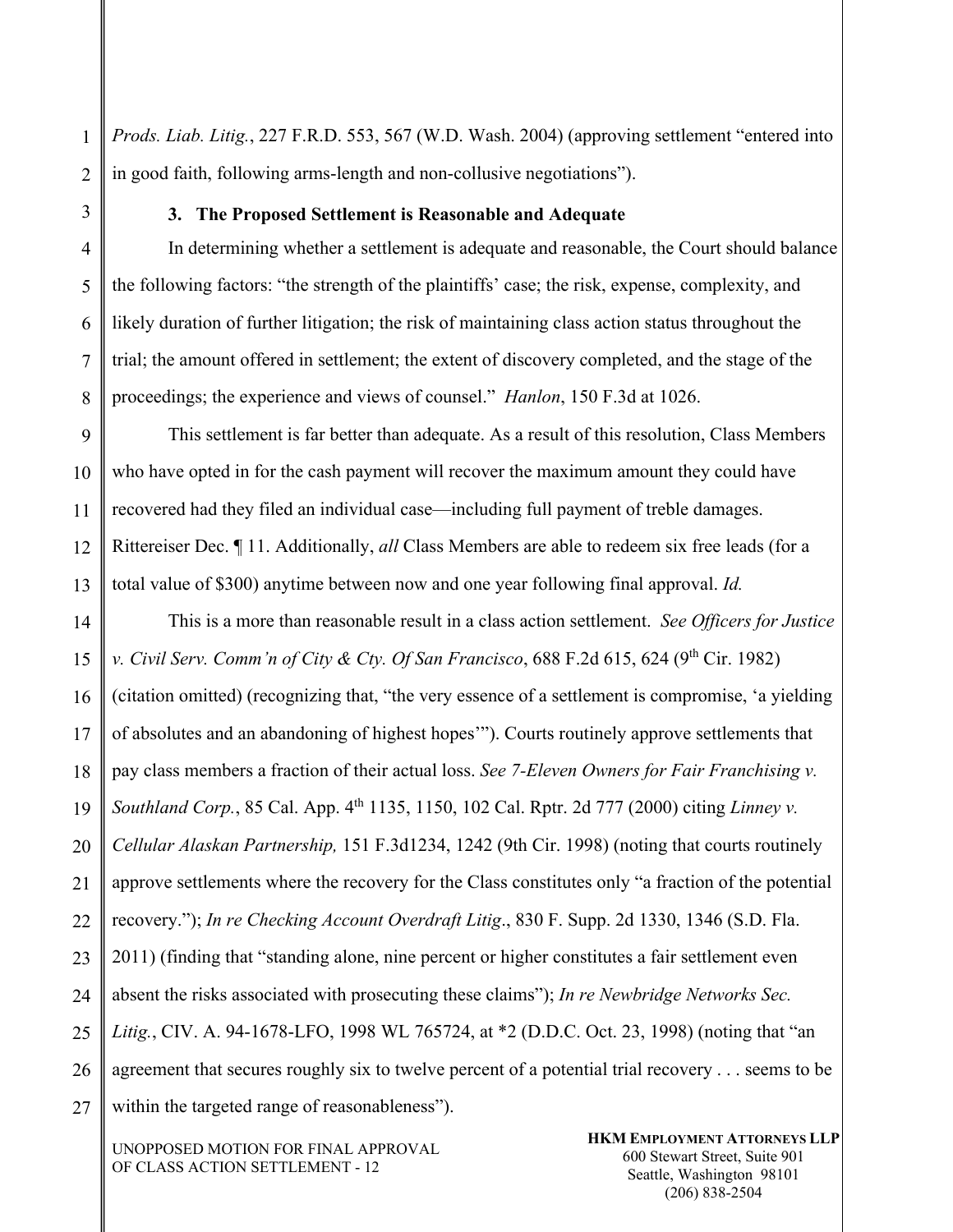*Prods. Liab. Litig.*, 227 F.R.D. 553, 567 (W.D. Wash. 2004) (approving settlement "entered into in good faith, following arms-length and non-collusive negotiations").

### 3. The Proposed Settlement is Reasonable and Adequate

In determining whether a settlement is adequate and reasonable, the Court should balance the following factors: "the strength of the plaintiffs' case; the risk, expense, complexity, and likely duration of further litigation; the risk of maintaining class action status throughout the trial; the amount offered in settlement; the extent of discovery completed, and the stage of the proceedings; the experience and views of counsel." *Hanlon*, 150 F.3d at 1026.

This settlement is far better than adequate. As a result of this resolution, Class Members who have opted in for the cash payment will recover the maximum amount they could have recovered had they filed an individual case—including full payment of treble damages. Rittereiser Dec. ¶ 11. Additionally, *all* Class Members are able to redeem six free leads (for a total value of $300) anytime between now and one year following final approval. *Id.*

This is a more than reasonable result in a class action settlement. *See Officers for Justice v. Civil Serv. Comm'n of City & Cty. Of San Francisco*, 688 F.2d 615, 624 (9th Cir. 1982) (citation omitted) (recognizing that, "the very essence of a settlement is compromise, 'a yielding of absolutes and an abandoning of highest hopes'"). Courts routinely approve settlements that pay class members a fraction of their actual loss. *See 7-Eleven Owners for Fair Franchising v. Southland Corp.*, 85 Cal. App. 4th 1135, 1150, 102 Cal. Rptr. 2d 777 (2000) citing *Linney v. Cellular Alaskan Partnership,* 151 F.3d1234, 1242 (9th Cir. 1998) (noting that courts routinely approve settlements where the recovery for the Class constitutes only "a fraction of the potential recovery."); *In re Checking Account Overdraft Litig*., 830 F. Supp. 2d 1330, 1346 (S.D. Fla. 2011) (finding that "standing alone, nine percent or higher constitutes a fair settlement even absent the risks associated with prosecuting these claims"); *In re Newbridge Networks Sec. Litig.*, CIV. A. 94-1678-LFO, 1998 WL 765724, at *2 (D.D.C. Oct. 23, 1998) (noting that "an agreement that secures roughly six to twelve percent of a potential trial recovery . . . seems to be within the targeted range of reasonableness").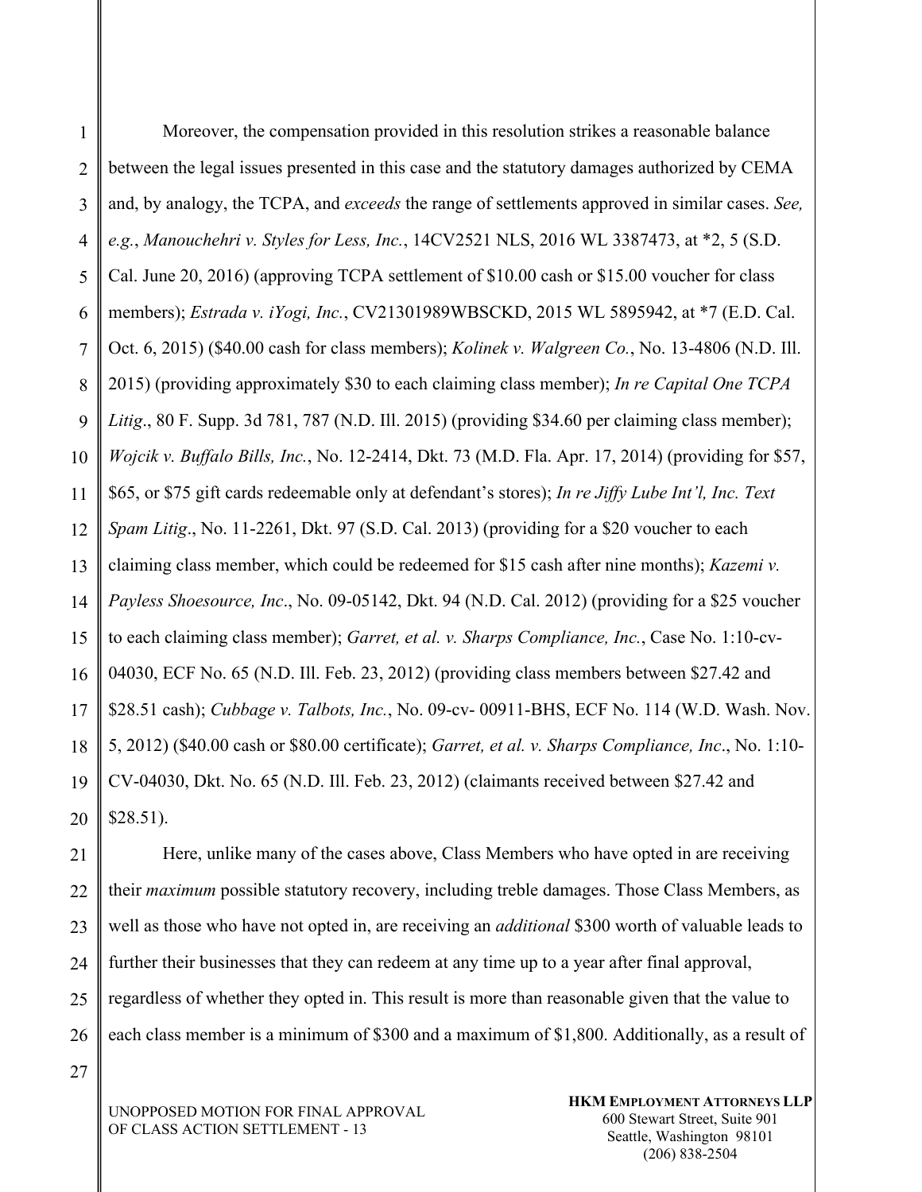Moreover, the compensation provided in this resolution strikes a reasonable balance between the legal issues presented in this case and the statutory damages authorized by CEMA and, by analogy, the TCPA, and *exceeds* the range of settlements approved in similar cases. *See, e.g.*, *Manouchehri v. Styles for Less, Inc.*, 14CV2521 NLS, 2016 WL 3387473, at *2, 5 (S.D. Cal. June 20, 2016) (approving TCPA settlement of $10.00 cash or $15.00 voucher for class members); *Estrada v. iYogi, Inc.*, CV21301989WBSCKD, 2015 WL 5895942, at *7 (E.D. Cal. Oct. 6, 2015) ($40.00 cash for class members); *Kolinek v. Walgreen Co.*, No. 13-4806 (N.D. Ill. 2015) (providing approximately $30 to each claiming class member); *In re Capital One TCPA Litig*., 80 F. Supp. 3d 781, 787 (N.D. Ill. 2015) (providing $34.60 per claiming class member); *Wojcik v. Buffalo Bills, Inc.*, No. 12-2414, Dkt. 73 (M.D. Fla. Apr. 17, 2014) (providing for $57, $65, or $75 gift cards redeemable only at defendant's stores); *In re Jiffy Lube Int'l, Inc. Text Spam Litig*., No. 11-2261, Dkt. 97 (S.D. Cal. 2013) (providing for a $20 voucher to each claiming class member, which could be redeemed for $15 cash after nine months); *Kazemi v. Payless Shoesource, Inc*., No. 09-05142, Dkt. 94 (N.D. Cal. 2012) (providing for a $25 voucher to each claiming class member); *Garret, et al. v. Sharps Compliance, Inc.*, Case No. 1:10-cv-04030, ECF No. 65 (N.D. Ill. Feb. 23, 2012) (providing class members between $27.42 and $28.51 cash); *Cubbage v. Talbots, Inc.*, No. 09-cv- 00911-BHS, ECF No. 114 (W.D. Wash. Nov. 5, 2012) ($40.00 cash or $80.00 certificate); *Garret, et al. v. Sharps Compliance, Inc*., No. 1:10-CV-04030, Dkt. No. 65 (N.D. Ill. Feb. 23, 2012) (claimants received between $27.42 and $28.51).

Here, unlike many of the cases above, Class Members who have opted in are receiving their *maximum* possible statutory recovery, including treble damages. Those Class Members, as well as those who have not opted in, are receiving an *additional* $300 worth of valuable leads to further their businesses that they can redeem at any time up to a year after final approval, regardless of whether they opted in. This result is more than reasonable given that the value to each class member is a minimum of $300 and a maximum of $1,800. Additionally, as a result of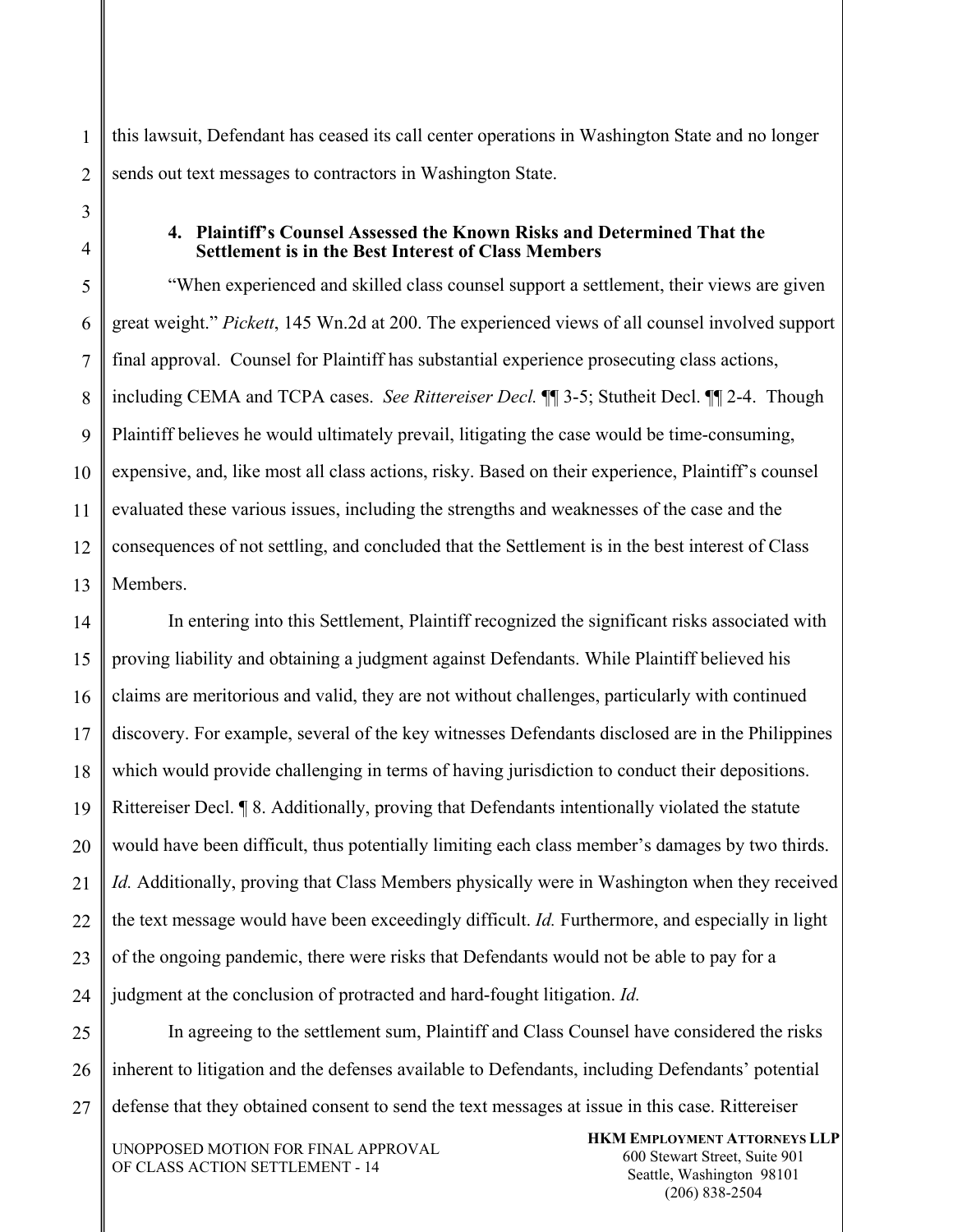this lawsuit, Defendant has ceased its call center operations in Washington State and no longer sends out text messages to contractors in Washington State.

#### 4. Plaintiff's Counsel Assessed the Known Risks and Determined That the Settlement is in the Best Interest of Class Members

"When experienced and skilled class counsel support a settlement, their views are given great weight." *Pickett*, 145 Wn.2d at 200. The experienced views of all counsel involved support final approval. Counsel for Plaintiff has substantial experience prosecuting class actions, including CEMA and TCPA cases. *See Rittereiser Decl.* ¶¶ 3-5; Stutheit Decl. ¶¶ 2-4. Though Plaintiff believes he would ultimately prevail, litigating the case would be time-consuming, expensive, and, like most all class actions, risky. Based on their experience, Plaintiff's counsel evaluated these various issues, including the strengths and weaknesses of the case and the consequences of not settling, and concluded that the Settlement is in the best interest of Class Members.

In entering into this Settlement, Plaintiff recognized the significant risks associated with proving liability and obtaining a judgment against Defendants. While Plaintiff believed his claims are meritorious and valid, they are not without challenges, particularly with continued discovery. For example, several of the key witnesses Defendants disclosed are in the Philippines which would provide challenging in terms of having jurisdiction to conduct their depositions. Rittereiser Decl. ¶ 8. Additionally, proving that Defendants intentionally violated the statute would have been difficult, thus potentially limiting each class member's damages by two thirds. *Id.* Additionally, proving that Class Members physically were in Washington when they received the text message would have been exceedingly difficult. *Id.* Furthermore, and especially in light of the ongoing pandemic, there were risks that Defendants would not be able to pay for a judgment at the conclusion of protracted and hard-fought litigation. *Id.*

In agreeing to the settlement sum, Plaintiff and Class Counsel have considered the risks inherent to litigation and the defenses available to Defendants, including Defendants' potential defense that they obtained consent to send the text messages at issue in this case. Rittereiser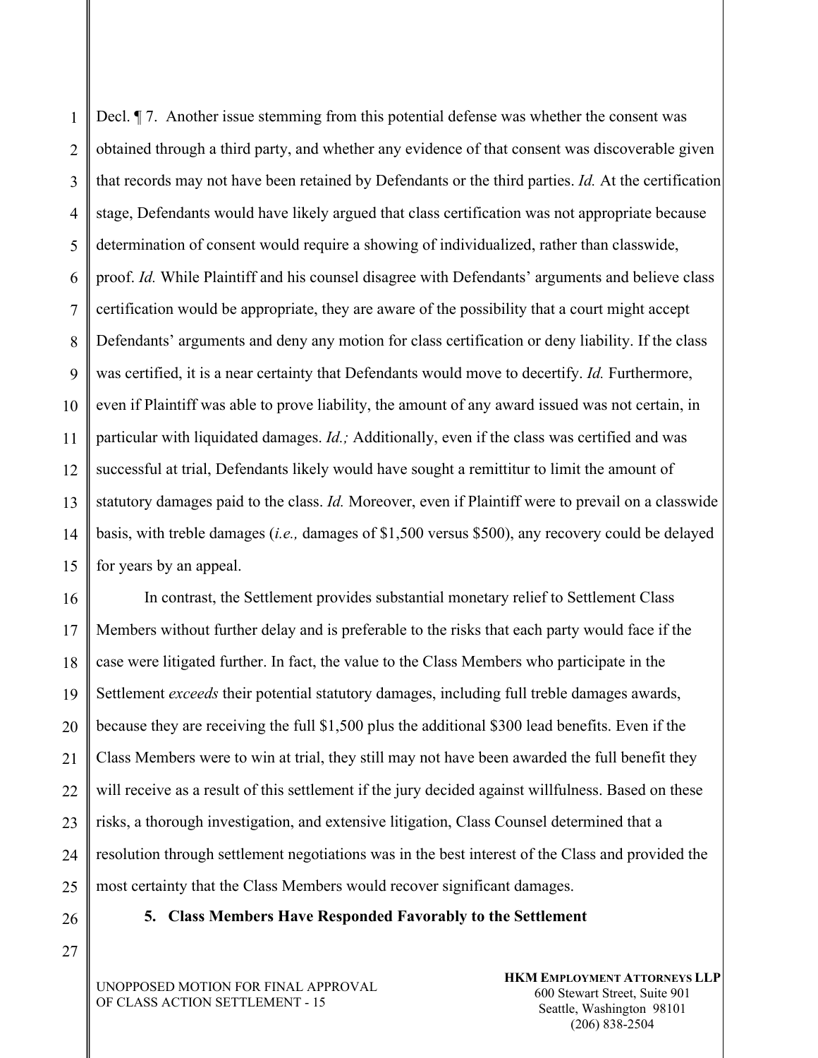Decl. ¶ 7. Another issue stemming from this potential defense was whether the consent was obtained through a third party, and whether any evidence of that consent was discoverable given that records may not have been retained by Defendants or the third parties. *Id.* At the certification stage, Defendants would have likely argued that class certification was not appropriate because determination of consent would require a showing of individualized, rather than classwide, proof. *Id.* While Plaintiff and his counsel disagree with Defendants' arguments and believe class certification would be appropriate, they are aware of the possibility that a court might accept Defendants' arguments and deny any motion for class certification or deny liability. If the class was certified, it is a near certainty that Defendants would move to decertify. *Id.* Furthermore, even if Plaintiff was able to prove liability, the amount of any award issued was not certain, in particular with liquidated damages. *Id.;* Additionally, even if the class was certified and was successful at trial, Defendants likely would have sought a remittitur to limit the amount of statutory damages paid to the class. *Id.* Moreover, even if Plaintiff were to prevail on a classwide basis, with treble damages (*i.e.,* damages of $1,500 versus $500), any recovery could be delayed for years by an appeal.

In contrast, the Settlement provides substantial monetary relief to Settlement Class Members without further delay and is preferable to the risks that each party would face if the case were litigated further. In fact, the value to the Class Members who participate in the Settlement *exceeds* their potential statutory damages, including full treble damages awards, because they are receiving the full $1,500 plus the additional $300 lead benefits. Even if the Class Members were to win at trial, they still may not have been awarded the full benefit they will receive as a result of this settlement if the jury decided against willfulness. Based on these risks, a thorough investigation, and extensive litigation, Class Counsel determined that a resolution through settlement negotiations was in the best interest of the Class and provided the most certainty that the Class Members would recover significant damages.

### 5. Class Members Have Responded Favorably to the Settlement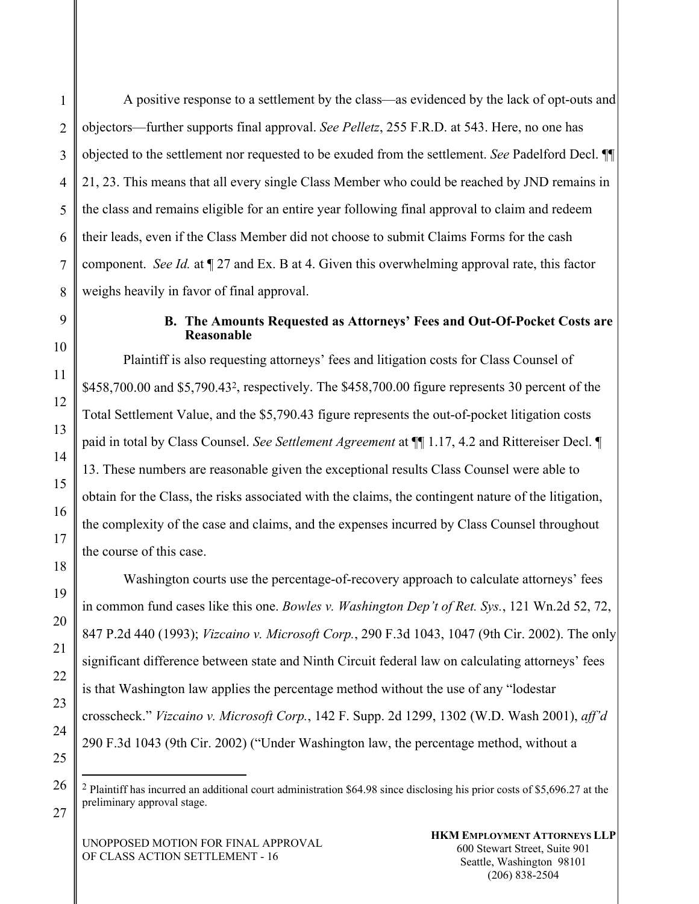A positive response to a settlement by the class—as evidenced by the lack of opt-outs and objectors—further supports final approval. *See Pelletz*, 255 F.R.D. at 543. Here, no one has objected to the settlement nor requested to be exuded from the settlement. *See* Padelford Decl. ¶¶ 21, 23. This means that all every single Class Member who could be reached by JND remains in the class and remains eligible for an entire year following final approval to claim and redeem their leads, even if the Class Member did not choose to submit Claims Forms for the cash component. *See Id.* at ¶ 27 and Ex. B at 4. Given this overwhelming approval rate, this factor weighs heavily in favor of final approval.

### B. The Amounts Requested as Attorneys' Fees and Out-Of-Pocket Costs are Reasonable

Plaintiff is also requesting attorneys' fees and litigation costs for Class Counsel of $458,700.00 and $5,790.43[2], respectively. The $458,700.00 figure represents 30 percent of the Total Settlement Value, and the $5,790.43 figure represents the out-of-pocket litigation costs paid in total by Class Counsel. *See Settlement Agreement* at ¶¶ 1.17, 4.2 and Rittereiser Decl. ¶ 13. These numbers are reasonable given the exceptional results Class Counsel were able to obtain for the Class, the risks associated with the claims, the contingent nature of the litigation, the complexity of the case and claims, and the expenses incurred by Class Counsel throughout the course of this case.

Washington courts use the percentage-of-recovery approach to calculate attorneys' fees in common fund cases like this one. *Bowles v. Washington Dep't of Ret. Sys.*, 121 Wn.2d 52, 72, 847 P.2d 440 (1993); *Vizcaino v. Microsoft Corp.*, 290 F.3d 1043, 1047 (9th Cir. 2002). The only significant difference between state and Ninth Circuit federal law on calculating attorneys' fees is that Washington law applies the percentage method without the use of any "lodestar crosscheck." *Vizcaino v. Microsoft Corp.*, 142 F. Supp. 2d 1299, 1302 (W.D. Wash 2001), *aff'd* 290 F.3d 1043 (9th Cir. 2002) ("Under Washington law, the percentage method, without a

---

[2] Plaintiff has incurred an additional court administration $64.98 since disclosing his prior costs of $5,696.27 at the preliminary approval stage.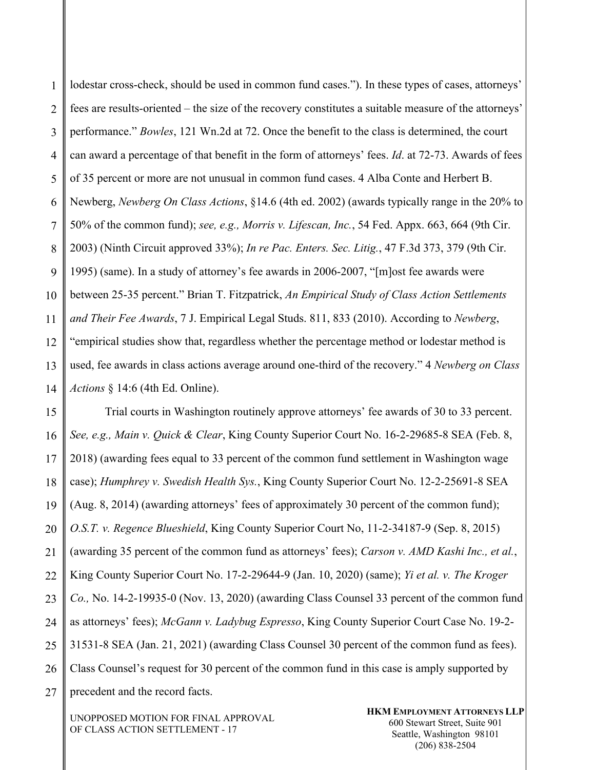lodestar cross-check, should be used in common fund cases."). In these types of cases, attorneys' fees are results-oriented – the size of the recovery constitutes a suitable measure of the attorneys' performance." *Bowles*, 121 Wn.2d at 72. Once the benefit to the class is determined, the court can award a percentage of that benefit in the form of attorneys' fees. *Id*. at 72-73. Awards of fees of 35 percent or more are not unusual in common fund cases. 4 Alba Conte and Herbert B. Newberg, *Newberg On Class Actions*, §14.6 (4th ed. 2002) (awards typically range in the 20% to 50% of the common fund); *see, e.g., Morris v. Lifescan, Inc.*, 54 Fed. Appx. 663, 664 (9th Cir. 2003) (Ninth Circuit approved 33%); *In re Pac. Enters. Sec. Litig.*, 47 F.3d 373, 379 (9th Cir. 1995) (same). In a study of attorney's fee awards in 2006-2007, "[m]ost fee awards were between 25-35 percent." Brian T. Fitzpatrick, *An Empirical Study of Class Action Settlements and Their Fee Awards*, 7 J. Empirical Legal Studs. 811, 833 (2010). According to *Newberg*, "empirical studies show that, regardless whether the percentage method or lodestar method is used, fee awards in class actions average around one-third of the recovery." 4 *Newberg on Class Actions* § 14:6 (4th Ed. Online).

Trial courts in Washington routinely approve attorneys' fee awards of 30 to 33 percent. *See, e.g., Main v. Quick & Clear*, King County Superior Court No. 16-2-29685-8 SEA (Feb. 8, 2018) (awarding fees equal to 33 percent of the common fund settlement in Washington wage case); *Humphrey v. Swedish Health Sys.*, King County Superior Court No. 12-2-25691-8 SEA (Aug. 8, 2014) (awarding attorneys' fees of approximately 30 percent of the common fund); *O.S.T. v. Regence Blueshield*, King County Superior Court No, 11-2-34187-9 (Sep. 8, 2015) (awarding 35 percent of the common fund as attorneys' fees); *Carson v. AMD Kashi Inc., et al.*, King County Superior Court No. 17-2-29644-9 (Jan. 10, 2020) (same); *Yi et al. v. The Kroger Co.,* No. 14-2-19935-0 (Nov. 13, 2020) (awarding Class Counsel 33 percent of the common fund as attorneys' fees); *McGann v. Ladybug Espresso*, King County Superior Court Case No. 19-2-31531-8 SEA (Jan. 21, 2021) (awarding Class Counsel 30 percent of the common fund as fees). Class Counsel's request for 30 percent of the common fund in this case is amply supported by precedent and the record facts.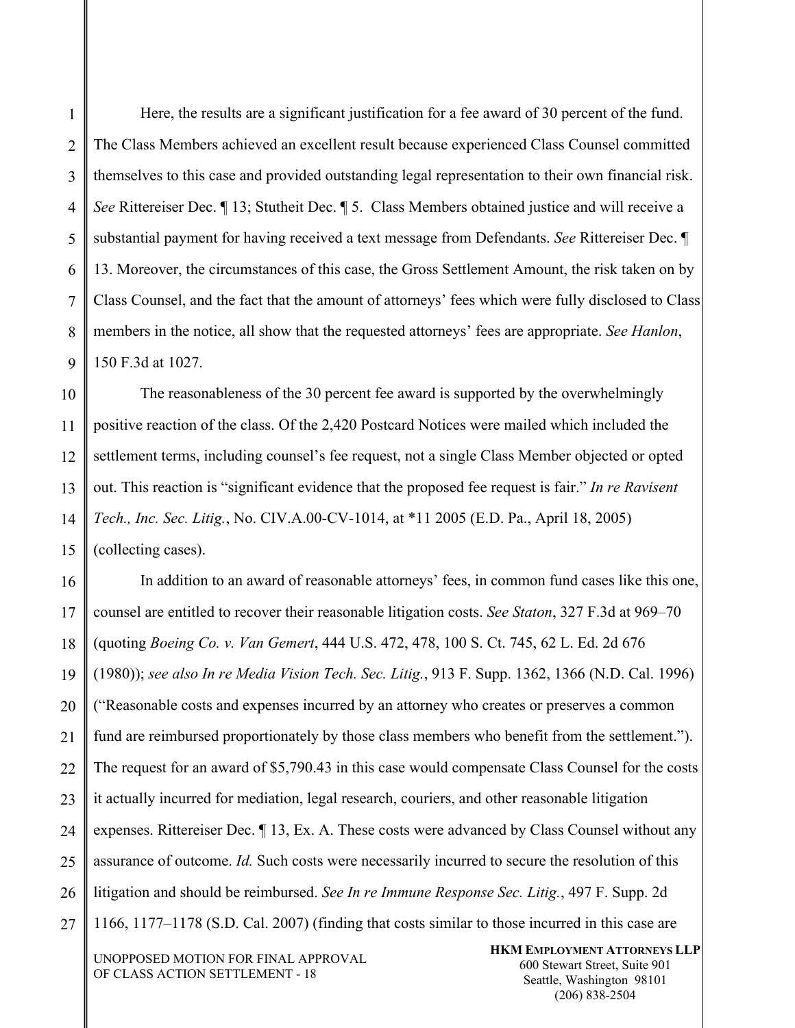Here, the results are a significant justification for a fee award of 30 percent of the fund. The Class Members achieved an excellent result because experienced Class Counsel committed themselves to this case and provided outstanding legal representation to their own financial risk. *See* Rittereiser Dec. ¶ 13; Stutheit Dec. ¶ 5. Class Members obtained justice and will receive a substantial payment for having received a text message from Defendants. *See* Rittereiser Dec. ¶ 13. Moreover, the circumstances of this case, the Gross Settlement Amount, the risk taken on by Class Counsel, and the fact that the amount of attorneys' fees which were fully disclosed to Class members in the notice, all show that the requested attorneys' fees are appropriate. *See Hanlon*, 150 F.3d at 1027.

The reasonableness of the 30 percent fee award is supported by the overwhelmingly positive reaction of the class. Of the 2,420 Postcard Notices were mailed which included the settlement terms, including counsel's fee request, not a single Class Member objected or opted out. This reaction is "significant evidence that the proposed fee request is fair." *In re Ravisent Tech., Inc. Sec. Litig.*, No. CIV.A.00-CV-1014, at *11 2005 (E.D. Pa., April 18, 2005) (collecting cases).

In addition to an award of reasonable attorneys' fees, in common fund cases like this one, counsel are entitled to recover their reasonable litigation costs. *See Staton*, 327 F.3d at 969–70 (quoting *Boeing Co. v. Van Gemert*, 444 U.S. 472, 478, 100 S. Ct. 745, 62 L. Ed. 2d 676 (1980)); *see also In re Media Vision Tech. Sec. Litig.*, 913 F. Supp. 1362, 1366 (N.D. Cal. 1996) ("Reasonable costs and expenses incurred by an attorney who creates or preserves a common fund are reimbursed proportionately by those class members who benefit from the settlement."). The request for an award of $5,790.43 in this case would compensate Class Counsel for the costs it actually incurred for mediation, legal research, couriers, and other reasonable litigation expenses. Rittereiser Dec. ¶ 13, Ex. A. These costs were advanced by Class Counsel without any assurance of outcome. *Id.* Such costs were necessarily incurred to secure the resolution of this litigation and should be reimbursed. *See In re Immune Response Sec. Litig.*, 497 F. Supp. 2d 1166, 1177–1178 (S.D. Cal. 2007) (finding that costs similar to those incurred in this case are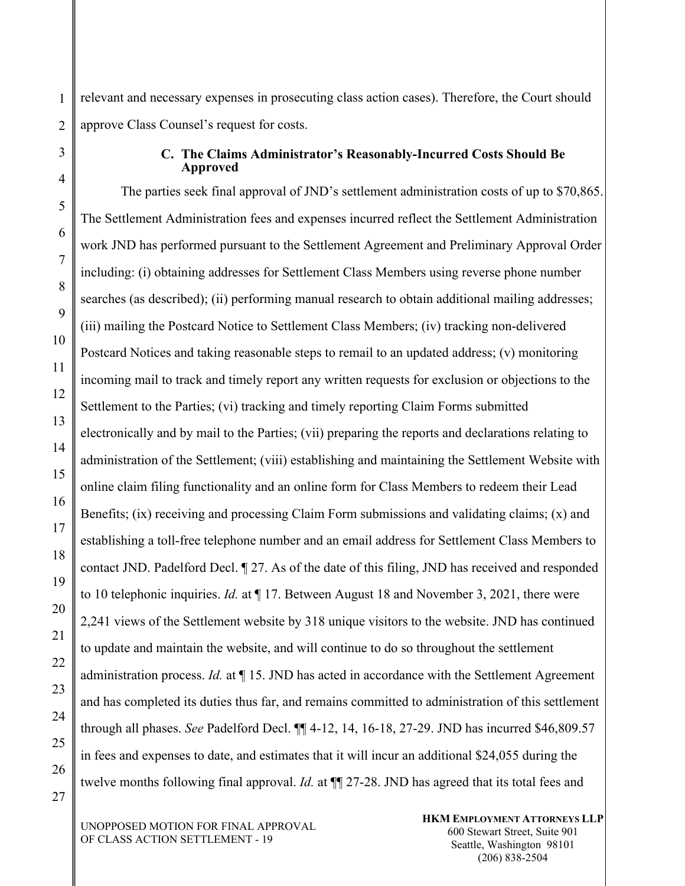relevant and necessary expenses in prosecuting class action cases). Therefore, the Court should approve Class Counsel's request for costs.

### C. The Claims Administrator's Reasonably-Incurred Costs Should Be Approved

The parties seek final approval of JND's settlement administration costs of up to $70,865. The Settlement Administration fees and expenses incurred reflect the Settlement Administration work JND has performed pursuant to the Settlement Agreement and Preliminary Approval Order including: (i) obtaining addresses for Settlement Class Members using reverse phone number searches (as described); (ii) performing manual research to obtain additional mailing addresses; (iii) mailing the Postcard Notice to Settlement Class Members; (iv) tracking non-delivered Postcard Notices and taking reasonable steps to remail to an updated address; (v) monitoring incoming mail to track and timely report any written requests for exclusion or objections to the Settlement to the Parties; (vi) tracking and timely reporting Claim Forms submitted electronically and by mail to the Parties; (vii) preparing the reports and declarations relating to administration of the Settlement; (viii) establishing and maintaining the Settlement Website with online claim filing functionality and an online form for Class Members to redeem their Lead Benefits; (ix) receiving and processing Claim Form submissions and validating claims; (x) and establishing a toll-free telephone number and an email address for Settlement Class Members to contact JND. Padelford Decl. ¶ 27. As of the date of this filing, JND has received and responded to 10 telephonic inquiries. *Id.* at ¶ 17. Between August 18 and November 3, 2021, there were 2,241 views of the Settlement website by 318 unique visitors to the website. JND has continued to update and maintain the website, and will continue to do so throughout the settlement administration process. *Id.* at ¶ 15. JND has acted in accordance with the Settlement Agreement and has completed its duties thus far, and remains committed to administration of this settlement through all phases. *See* Padelford Decl. ¶¶ 4-12, 14, 16-18, 27-29. JND has incurred $46,809.57 in fees and expenses to date, and estimates that it will incur an additional $24,055 during the twelve months following final approval. *Id.* at ¶¶ 27-28. JND has agreed that its total fees and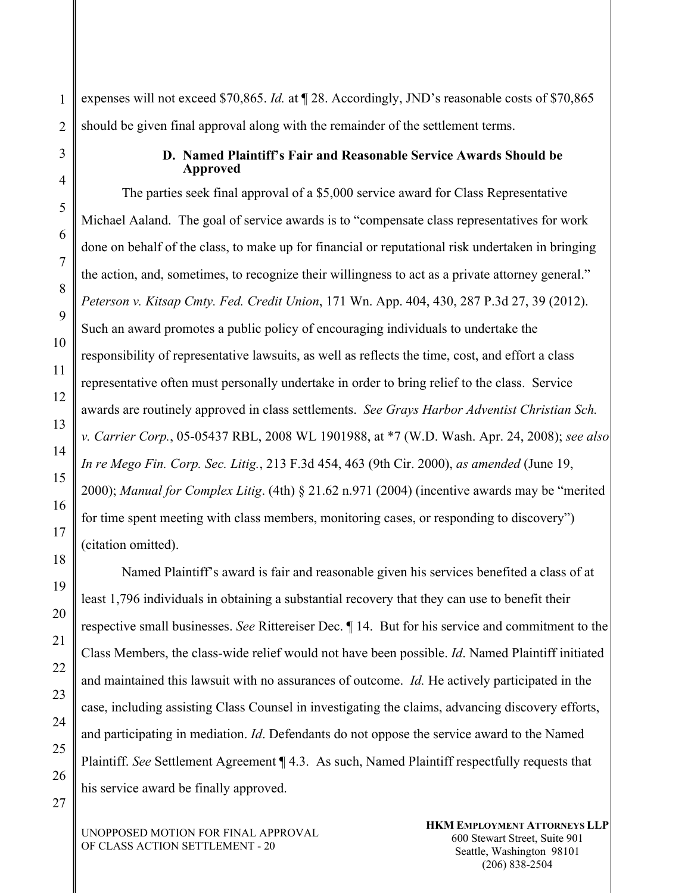expenses will not exceed $70,865. *Id.* at ¶ 28. Accordingly, JND's reasonable costs of $70,865 should be given final approval along with the remainder of the settlement terms.

### D. Named Plaintiff's Fair and Reasonable Service Awards Should be Approved

The parties seek final approval of a $5,000 service award for Class Representative Michael Aaland. The goal of service awards is to "compensate class representatives for work done on behalf of the class, to make up for financial or reputational risk undertaken in bringing the action, and, sometimes, to recognize their willingness to act as a private attorney general." *Peterson v. Kitsap Cmty. Fed. Credit Union*, 171 Wn. App. 404, 430, 287 P.3d 27, 39 (2012). Such an award promotes a public policy of encouraging individuals to undertake the responsibility of representative lawsuits, as well as reflects the time, cost, and effort a class representative often must personally undertake in order to bring relief to the class. Service awards are routinely approved in class settlements. *See Grays Harbor Adventist Christian Sch. v. Carrier Corp.*, 05-05437 RBL, 2008 WL 1901988, at *7 (W.D. Wash. Apr. 24, 2008); *see also In re Mego Fin. Corp. Sec. Litig.*, 213 F.3d 454, 463 (9th Cir. 2000), *as amended* (June 19, 2000); *Manual for Complex Litig*. (4th) § 21.62 n.971 (2004) (incentive awards may be "merited for time spent meeting with class members, monitoring cases, or responding to discovery") (citation omitted).

Named Plaintiff's award is fair and reasonable given his services benefited a class of at least 1,796 individuals in obtaining a substantial recovery that they can use to benefit their respective small businesses. *See* Rittereiser Dec. ¶ 14. But for his service and commitment to the Class Members, the class-wide relief would not have been possible. *Id*. Named Plaintiff initiated and maintained this lawsuit with no assurances of outcome. *Id.* He actively participated in the case, including assisting Class Counsel in investigating the claims, advancing discovery efforts, and participating in mediation. *Id*. Defendants do not oppose the service award to the Named Plaintiff. *See* Settlement Agreement ¶ 4.3. As such, Named Plaintiff respectfully requests that his service award be finally approved.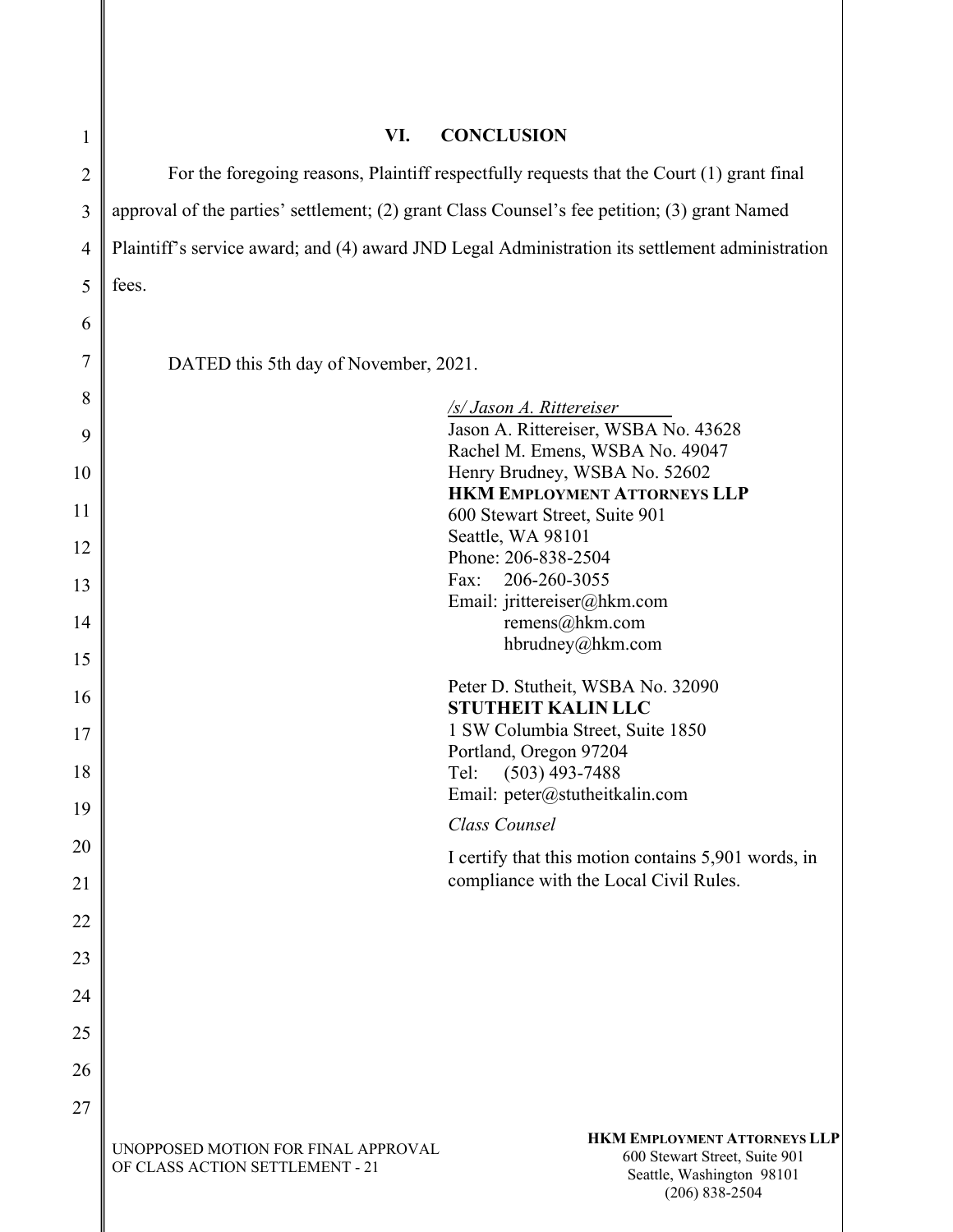## VI. CONCLUSION

For the foregoing reasons, Plaintiff respectfully requests that the Court (1) grant final approval of the parties' settlement; (2) grant Class Counsel's fee petition; (3) grant Named Plaintiff's service award; and (4) award JND Legal Administration its settlement administration fees.

DATED this 5th day of November, 2021.

*/s/ Jason A. Rittereiser*
Jason A. Rittereiser, WSBA No. 43628
Rachel M. Emens, WSBA No. 49047
Henry Brudney, WSBA No. 52602
**HKM EMPLOYMENT ATTORNEYS LLP**
600 Stewart Street, Suite 901
Seattle, WA 98101
Phone: 206-838-2504
Fax: 206-260-3055
Email: jrittereiser@hkm.com
remens@hkm.com
hbrudney@hkm.com

Peter D. Stutheit, WSBA No. 32090
**STUTHEIT KALIN LLC**
1 SW Columbia Street, Suite 1850
Portland, Oregon 97204
Tel: (503) 493-7488
Email: peter@stutheitkalin.com

*Class Counsel*

I certify that this motion contains 5,901 words, in compliance with the Local Civil Rules.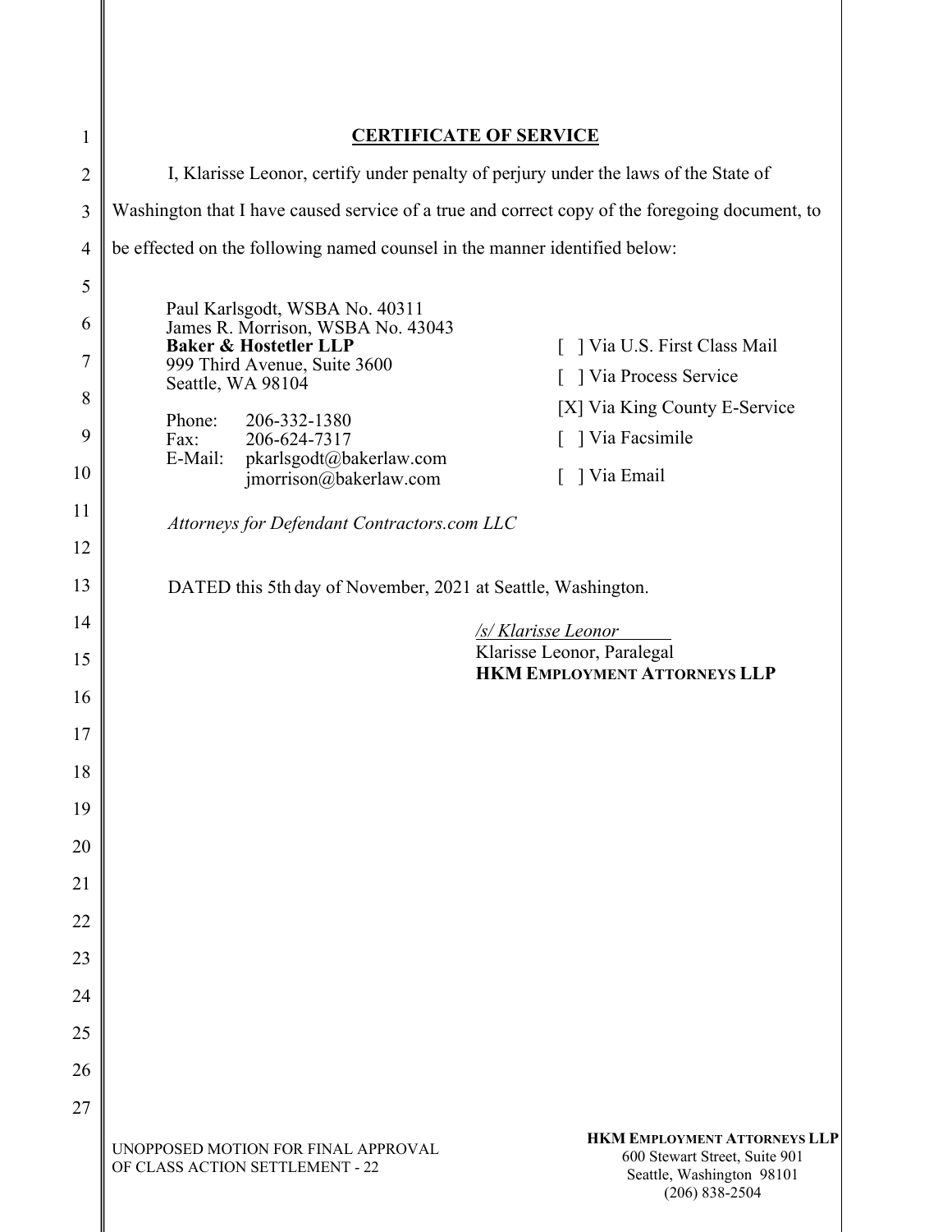# CERTIFICATE OF SERVICE

I, Klarisse Leonor, certify under penalty of perjury under the laws of the State of Washington that I have caused service of a true and correct copy of the foregoing document, to be effected on the following named counsel in the manner identified below:

Paul Karlsgodt, WSBA No. 40311
James R. Morrison, WSBA No. 43043
**Baker & Hostetler LLP**
999 Third Avenue, Suite 3600
Seattle, WA 98104

Phone: 206-332-1380
Fax: 206-624-7317
E-Mail: pkarlsgodt@bakerlaw.com
jmorrison@bakerlaw.com

*Attorneys for Defendant Contractors.com LLC*

[ ] Via U.S. First Class Mail
[ ] Via Process Service
[X] Via King County E-Service
[ ] Via Facsimile
[ ] Via Email

DATED this 5th day of November, 2021 at Seattle, Washington.

*/s/ Klarisse Leonor*
Klarisse Leonor, Paralegal
**HKM EMPLOYMENT ATTORNEYS LLP**